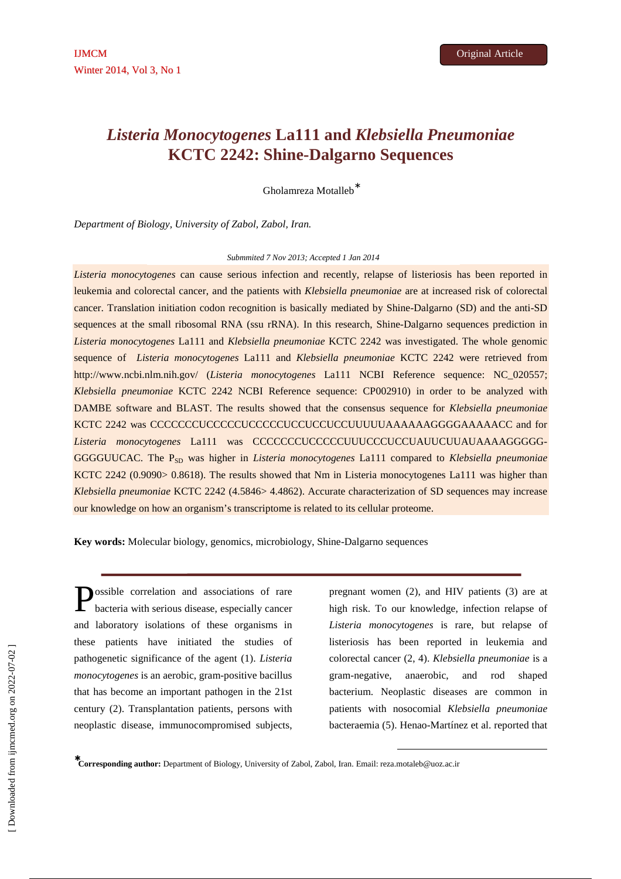# *Listeria Monocytogenes* La111 and *Klebsiella Pneumoniae* KCTC 2242: Shine-Dalgarno Sequences

Gholamreza Motalleb*

*Department of Biology, University of Zabol, Zabol, Iran.*

*Submmited 7 Nov 2013; Accepted 1 Jan 2014*

*Listeria monocytogenes* can cause serious infection and recently, relapse of listeriosis has been reported in leukemia and colorectal cancer, and the patients with *Klebsiella pneumoniae* are at increased risk of colorectal cancer. Translation initiation codon recognition is basically mediated by Shine-Dalgarno (SD) and the anti-SD sequences at the small ribosomal RNA (ssu rRNA). In this research, Shine-Dalgarno sequences prediction in *Listeria monocytogenes* La111 and *Klebsiella pneumoniae* KCTC 2242 was investigated. The whole genomic sequence of *Listeria monocytogenes* La111 and *Klebsiella pneumoniae* KCTC 2242 were retrieved from http://www.ncbi.nlm.nih.gov/ (*Listeria monocytogenes* La111 NCBI Reference sequence: NC_020557; *Klebsiella pneumoniae* KCTC 2242 NCBI Reference sequence: CP002910) in order to be analyzed with DAMBE software and BLAST. The results showed that the consensus sequence for *Klebsiella pneumoniae* KCTC 2242 was CCCCCCCUCCCCCUCCCCCUCCUCCUCCUUUUUAAAAAAGGGGAAAAACC and for *Listeria monocytogenes* La111 was CCCCCCCUCCCCCUUUCCCUCCUAUUCUUAUAAAAGGGGG-GGGGUUCAC. The $P_{SD}$ was higher in *Listeria monocytogenes* La111 compared to *Klebsiella pneumoniae* KCTC 2242 (0.9090> 0.8618). The results showed that Nm in Listeria monocytogenes La111 was higher than *Klebsiella pneumoniae* KCTC 2242 (4.5846> 4.4862). Accurate characterization of SD sequences may increase our knowledge on how an organism's transcriptome is related to its cellular proteome.

**Key words:** Molecular biology, genomics, microbiology, Shine-Dalgarno sequences

Possible correlation and associations of rare bacteria with serious disease, especially cancer and laboratory isolations of these organisms in these patients have initiated the studies of pathogenetic significance of the agent (1). *Listeria monocytogenes* is an aerobic, gram-positive bacillus that has become an important pathogen in the 21st century (2). Transplantation patients, persons with neoplastic disease, immunocompromised subjects, pregnant women (2), and HIV patients (3) are at high risk. To our knowledge, infection relapse of *Listeria monocytogenes* is rare, but relapse of listeriosis has been reported in leukemia and colorectal cancer (2, 4). *Klebsiella pneumoniae* is a gram-negative, anaerobic, and rod shaped bacterium. Neoplastic diseases are common in patients with nosocomial *Klebsiella pneumoniae* bacteraemia (5). Henao-Martínez et al. reported that

*Corresponding author: Department of Biology, University of Zabol, Zabol, Iran. Email: reza.motaleb@uoz.ac.ir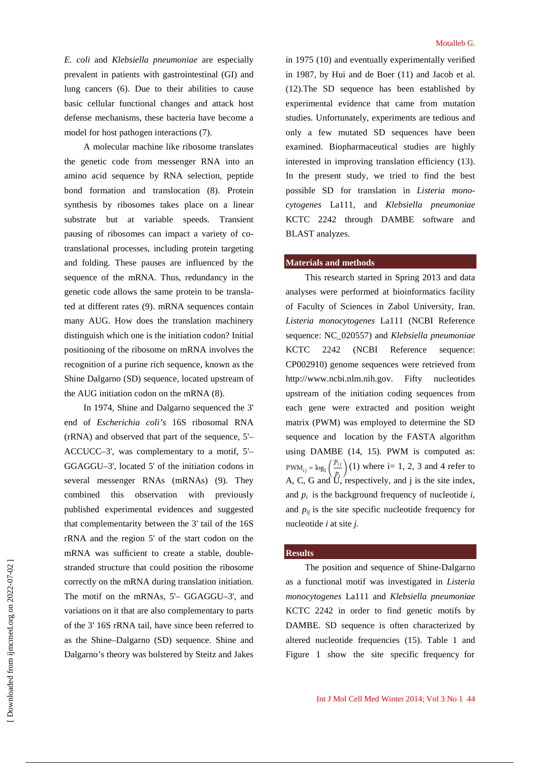*E. coli* and *Klebsiella pneumoniae* are especially prevalent in patients with gastrointestinal (GI) and lung cancers (6). Due to their abilities to cause basic cellular functional changes and attack host defense mechanisms, these bacteria have become a model for host pathogen interactions (7).

A molecular machine like ribosome translates the genetic code from messenger RNA into an amino acid sequence by RNA selection, peptide bond formation and translocation (8). Protein synthesis by ribosomes takes place on a linear substrate but at variable speeds. Transient pausing of ribosomes can impact a variety of co-translational processes, including protein targeting and folding. These pauses are influenced by the sequence of the mRNA. Thus, redundancy in the genetic code allows the same protein to be translated at different rates (9). mRNA sequences contain many AUG. How does the translation machinery distinguish which one is the initiation codon? Initial positioning of the ribosome on mRNA involves the recognition of a purine rich sequence, known as the Shine Dalgarno (SD) sequence, located upstream of the AUG initiation codon on the mRNA (8).

In 1974, Shine and Dalgarno sequenced the 3' end of *Escherichia coli's* 16S ribosomal RNA (rRNA) and observed that part of the sequence, 5'–ACCUCC–3', was complementary to a motif, 5'–GGAGGU–3', located 5' of the initiation codons in several messenger RNAs (mRNAs) (9). They combined this observation with previously published experimental evidences and suggested that complementarity between the 3' tail of the 16S rRNA and the region 5' of the start codon on the mRNA was sufficient to create a stable, double-stranded structure that could position the ribosome correctly on the mRNA during translation initiation. The motif on the mRNAs, 5'– GGAGGU–3', and variations on it that are also complementary to parts of the 3' 16S rRNA tail, have since been referred to as the Shine–Dalgarno (SD) sequence. Shine and Dalgarno's theory was bolstered by Steitz and Jakes in 1975 (10) and eventually experimentally verified in 1987, by Hui and de Boer (11) and Jacob et al. (12).The SD sequence has been established by experimental evidence that came from mutation studies. Unfortunately, experiments are tedious and only a few mutated SD sequences have been examined. Biopharmaceutical studies are highly interested in improving translation efficiency (13). In the present study, we tried to find the best possible SD for translation in *Listeria monocytogenes* La111, and *Klebsiella pneumoniae* KCTC 2242 through DAMBE software and BLAST analyzes.

## Materials and methods

This research started in Spring 2013 and data analyses were performed at bioinformatics facility of Faculty of Sciences in Zabol University, Iran. *Listeria monocytogenes* La111 (NCBI Reference sequence: NC_020557) and *Klebsiella pneumoniae* KCTC 2242 (NCBI Reference sequence: CP002910) genome sequences were retrieved from http://www.ncbi.nlm.nih.gov. Fifty nucleotides upstream of the initiation coding sequences from each gene were extracted and position weight matrix (PWM) was employed to determine the SD sequence and location by the FASTA algorithm using DAMBE (14, 15). PWM is computed as: $\mathrm{PWM}_{ij} = \log_2\left(\frac{p_{ij}}{p_i}\right)$ (1) where i= 1, 2, 3 and 4 refer to A, C, G and U, respectively, and j is the site index, and $p_i$ is the background frequency of nucleotide *i*, and $p_{ij}$ is the site specific nucleotide frequency for nucleotide *i* at site *j*.

## Results

The position and sequence of Shine-Dalgarno as a functional motif was investigated in *Listeria monocytogenes* La111 and *Klebsiella pneumoniae* KCTC 2242 in order to find genetic motifs by DAMBE. SD sequence is often characterized by altered nucleotide frequencies (15). Table 1 and Figure 1 show the site specific frequency for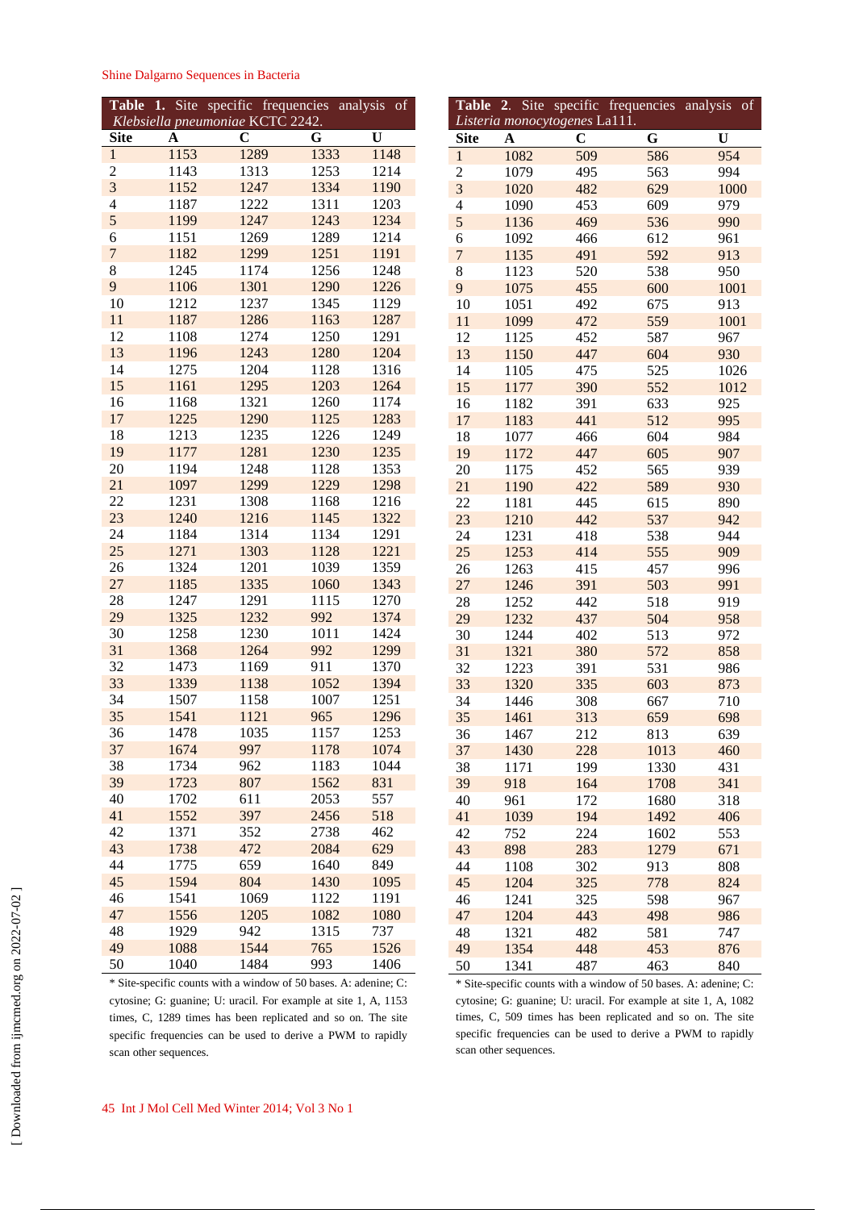**Table 1.** Site specific frequencies analysis of *Klebsiella pneumoniae* KCTC 2242.

| Site | A | C | G | U |
|---|---|---|---|---|
| 1 | 1153 | 1289 | 1333 | 1148 |
| 2 | 1143 | 1313 | 1253 | 1214 |
| 3 | 1152 | 1247 | 1334 | 1190 |
| 4 | 1187 | 1222 | 1311 | 1203 |
| 5 | 1199 | 1247 | 1243 | 1234 |
| 6 | 1151 | 1269 | 1289 | 1214 |
| 7 | 1182 | 1299 | 1251 | 1191 |
| 8 | 1245 | 1174 | 1256 | 1248 |
| 9 | 1106 | 1301 | 1290 | 1226 |
| 10 | 1212 | 1237 | 1345 | 1129 |
| 11 | 1187 | 1286 | 1163 | 1287 |
| 12 | 1108 | 1274 | 1250 | 1291 |
| 13 | 1196 | 1243 | 1280 | 1204 |
| 14 | 1275 | 1204 | 1128 | 1316 |
| 15 | 1161 | 1295 | 1203 | 1264 |
| 16 | 1168 | 1321 | 1260 | 1174 |
| 17 | 1225 | 1290 | 1125 | 1283 |
| 18 | 1213 | 1235 | 1226 | 1249 |
| 19 | 1177 | 1281 | 1230 | 1235 |
| 20 | 1194 | 1248 | 1128 | 1353 |
| 21 | 1097 | 1299 | 1229 | 1298 |
| 22 | 1231 | 1308 | 1168 | 1216 |
| 23 | 1240 | 1216 | 1145 | 1322 |
| 24 | 1184 | 1314 | 1134 | 1291 |
| 25 | 1271 | 1303 | 1128 | 1221 |
| 26 | 1324 | 1201 | 1039 | 1359 |
| 27 | 1185 | 1335 | 1060 | 1343 |
| 28 | 1247 | 1291 | 1115 | 1270 |
| 29 | 1325 | 1232 | 992 | 1374 |
| 30 | 1258 | 1230 | 1011 | 1424 |
| 31 | 1368 | 1264 | 992 | 1299 |
| 32 | 1473 | 1169 | 911 | 1370 |
| 33 | 1339 | 1138 | 1052 | 1394 |
| 34 | 1507 | 1158 | 1007 | 1251 |
| 35 | 1541 | 1121 | 965 | 1296 |
| 36 | 1478 | 1035 | 1157 | 1253 |
| 37 | 1674 | 997 | 1178 | 1074 |
| 38 | 1734 | 962 | 1183 | 1044 |
| 39 | 1723 | 807 | 1562 | 831 |
| 40 | 1702 | 611 | 2053 | 557 |
| 41 | 1552 | 397 | 2456 | 518 |
| 42 | 1371 | 352 | 2738 | 462 |
| 43 | 1738 | 472 | 2084 | 629 |
| 44 | 1775 | 659 | 1640 | 849 |
| 45 | 1594 | 804 | 1430 | 1095 |
| 46 | 1541 | 1069 | 1122 | 1191 |
| 47 | 1556 | 1205 | 1082 | 1080 |
| 48 | 1929 | 942 | 1315 | 737 |
| 49 | 1088 | 1544 | 765 | 1526 |
| 50 | 1040 | 1484 | 993 | 1406 |

* Site-specific counts with a window of 50 bases. A: adenine; C: cytosine; G: guanine; U: uracil. For example at site 1, A, 1153 times, C, 1289 times has been replicated and so on. The site specific frequencies can be used to derive a PWM to rapidly scan other sequences.

**Table 2.** Site specific frequencies analysis of *Listeria monocytogenes* La111.

| Site | A | C | G | U |
|---|---|---|---|---|
| 1 | 1082 | 509 | 586 | 954 |
| 2 | 1079 | 495 | 563 | 994 |
| 3 | 1020 | 482 | 629 | 1000 |
| 4 | 1090 | 453 | 609 | 979 |
| 5 | 1136 | 469 | 536 | 990 |
| 6 | 1092 | 466 | 612 | 961 |
| 7 | 1135 | 491 | 592 | 913 |
| 8 | 1123 | 520 | 538 | 950 |
| 9 | 1075 | 455 | 600 | 1001 |
| 10 | 1051 | 492 | 675 | 913 |
| 11 | 1099 | 472 | 559 | 1001 |
| 12 | 1125 | 452 | 587 | 967 |
| 13 | 1150 | 447 | 604 | 930 |
| 14 | 1105 | 475 | 525 | 1026 |
| 15 | 1177 | 390 | 552 | 1012 |
| 16 | 1182 | 391 | 633 | 925 |
| 17 | 1183 | 441 | 512 | 995 |
| 18 | 1077 | 466 | 604 | 984 |
| 19 | 1172 | 447 | 605 | 907 |
| 20 | 1175 | 452 | 565 | 939 |
| 21 | 1190 | 422 | 589 | 930 |
| 22 | 1181 | 445 | 615 | 890 |
| 23 | 1210 | 442 | 537 | 942 |
| 24 | 1231 | 418 | 538 | 944 |
| 25 | 1253 | 414 | 555 | 909 |
| 26 | 1263 | 415 | 457 | 996 |
| 27 | 1246 | 391 | 503 | 991 |
| 28 | 1252 | 442 | 518 | 919 |
| 29 | 1232 | 437 | 504 | 958 |
| 30 | 1244 | 402 | 513 | 972 |
| 31 | 1321 | 380 | 572 | 858 |
| 32 | 1223 | 391 | 531 | 986 |
| 33 | 1320 | 335 | 603 | 873 |
| 34 | 1446 | 308 | 667 | 710 |
| 35 | 1461 | 313 | 659 | 698 |
| 36 | 1467 | 212 | 813 | 639 |
| 37 | 1430 | 228 | 1013 | 460 |
| 38 | 1171 | 199 | 1330 | 431 |
| 39 | 918 | 164 | 1708 | 341 |
| 40 | 961 | 172 | 1680 | 318 |
| 41 | 1039 | 194 | 1492 | 406 |
| 42 | 752 | 224 | 1602 | 553 |
| 43 | 898 | 283 | 1279 | 671 |
| 44 | 1108 | 302 | 913 | 808 |
| 45 | 1204 | 325 | 778 | 824 |
| 46 | 1241 | 325 | 598 | 967 |
| 47 | 1204 | 443 | 498 | 986 |
| 48 | 1321 | 482 | 581 | 747 |
| 49 | 1354 | 448 | 453 | 876 |
| 50 | 1341 | 487 | 463 | 840 |

* Site-specific counts with a window of 50 bases. A: adenine; C: cytosine; G: guanine; U: uracil. For example at site 1, A, 1082 times, C, 509 times has been replicated and so on. The site specific frequencies can be used to derive a PWM to rapidly scan other sequences.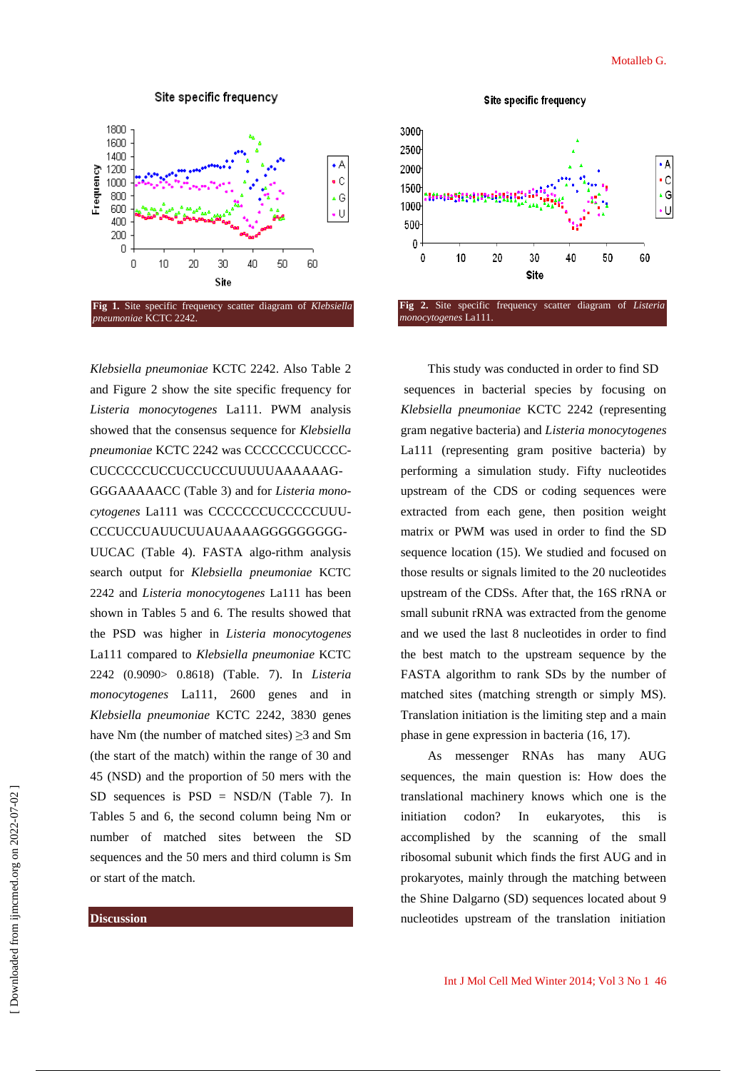Fig 1. Site specific frequency scatter diagram of *Klebsiella pneumoniae* KCTC 2242.

Fig 2. Site specific frequency scatter diagram of *Listeria monocytogenes* La111.

*Klebsiella pneumoniae* KCTC 2242. Also Table 2 and Figure 2 show the site specific frequency for *Listeria monocytogenes* La111. PWM analysis showed that the consensus sequence for *Klebsiella pneumoniae* KCTC 2242 was CCCCCCCUCCCC-CUCCCCCUCCUCCUCCUUUUUAAAAAAG-GGGAAAAACC (Table 3) and for *Listeria monocytogenes* La111 was CCCCCCCUCCCCCUUU-CCCUCCUAUUCUUAUAAAAGGGGGGGGG-UUCAC (Table 4). FASTA algo-rithm analysis search output for *Klebsiella pneumoniae* KCTC 2242 and *Listeria monocytogenes* La111 has been shown in Tables 5 and 6. The results showed that the PSD was higher in *Listeria monocytogenes* La111 compared to *Klebsiella pneumoniae* KCTC 2242 (0.9090> 0.8618) (Table. 7). In *Listeria monocytogenes* La111, 2600 genes and in *Klebsiella pneumoniae* KCTC 2242, 3830 genes have Nm (the number of matched sites) ≥3 and Sm (the start of the match) within the range of 30 and 45 (NSD) and the proportion of 50 mers with the SD sequences is PSD = NSD/N (Table 7). In Tables 5 and 6, the second column being Nm or number of matched sites between the SD sequences and the 50 mers and third column is Sm or start of the match.

## Discussion

This study was conducted in order to find SD sequences in bacterial species by focusing on *Klebsiella pneumoniae* KCTC 2242 (representing gram negative bacteria) and *Listeria monocytogenes* La111 (representing gram positive bacteria) by performing a simulation study. Fifty nucleotides upstream of the CDS or coding sequences were extracted from each gene, then position weight matrix or PWM was used in order to find the SD sequence location (15). We studied and focused on those results or signals limited to the 20 nucleotides upstream of the CDSs. After that, the 16S rRNA or small subunit rRNA was extracted from the genome and we used the last 8 nucleotides in order to find the best match to the upstream sequence by the FASTA algorithm to rank SDs by the number of matched sites (matching strength or simply MS). Translation initiation is the limiting step and a main phase in gene expression in bacteria (16, 17).

As messenger RNAs has many AUG sequences, the main question is: How does the translational machinery knows which one is the initiation codon? In eukaryotes, this is accomplished by the scanning of the small ribosomal subunit which finds the first AUG and in prokaryotes, mainly through the matching between the Shine Dalgarno (SD) sequences located about 9 nucleotides upstream of the translation initiation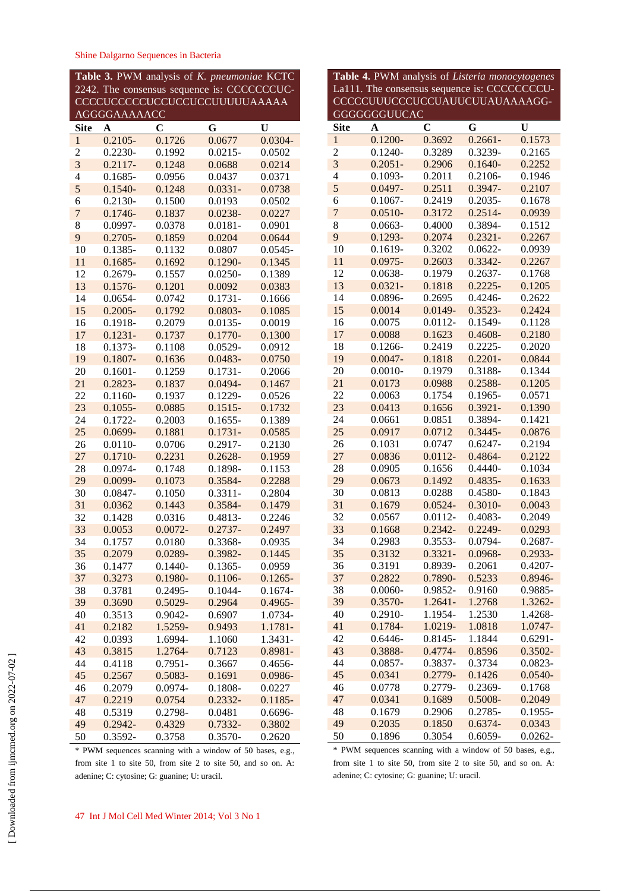**Table 3.** PWM analysis of *K. pneumoniae* KCTC 2242. The consensus sequence is: CCCCCCCCUC-CCCCUCCCCCUCCUCCUCCUUUUUAAAAA AGGGGAAAAACC

| Site | A | C | G | U |
|---|---|---|---|---|
| 1 | 0.2105- | 0.1726 | 0.0677 | 0.0304- |
| 2 | 0.2230- | 0.1992 | 0.0215- | 0.0502 |
| 3 | 0.2117- | 0.1248 | 0.0688 | 0.0214 |
| 4 | 0.1685- | 0.0956 | 0.0437 | 0.0371 |
| 5 | 0.1540- | 0.1248 | 0.0331- | 0.0738 |
| 6 | 0.2130- | 0.1500 | 0.0193 | 0.0502 |
| 7 | 0.1746- | 0.1837 | 0.0238- | 0.0227 |
| 8 | 0.0997- | 0.0378 | 0.0181- | 0.0901 |
| 9 | 0.2705- | 0.1859 | 0.0204 | 0.0644 |
| 10 | 0.1385- | 0.1132 | 0.0807 | 0.0545- |
| 11 | 0.1685- | 0.1692 | 0.1290- | 0.1345 |
| 12 | 0.2679- | 0.1557 | 0.0250- | 0.1389 |
| 13 | 0.1576- | 0.1201 | 0.0092 | 0.0383 |
| 14 | 0.0654- | 0.0742 | 0.1731- | 0.1666 |
| 15 | 0.2005- | 0.1792 | 0.0803- | 0.1085 |
| 16 | 0.1918- | 0.2079 | 0.0135- | 0.0019 |
| 17 | 0.1231- | 0.1737 | 0.1770- | 0.1300 |
| 18 | 0.1373- | 0.1108 | 0.0529- | 0.0912 |
| 19 | 0.1807- | 0.1636 | 0.0483- | 0.0750 |
| 20 | 0.1601- | 0.1259 | 0.1731- | 0.2066 |
| 21 | 0.2823- | 0.1837 | 0.0494- | 0.1467 |
| 22 | 0.1160- | 0.1937 | 0.1229- | 0.0526 |
| 23 | 0.1055- | 0.0885 | 0.1515- | 0.1732 |
| 24 | 0.1722- | 0.2003 | 0.1655- | 0.1389 |
| 25 | 0.0699- | 0.1881 | 0.1731- | 0.0585 |
| 26 | 0.0110- | 0.0706 | 0.2917- | 0.2130 |
| 27 | 0.1710- | 0.2231 | 0.2628- | 0.1959 |
| 28 | 0.0974- | 0.1748 | 0.1898- | 0.1153 |
| 29 | 0.0099- | 0.1073 | 0.3584- | 0.2288 |
| 30 | 0.0847- | 0.1050 | 0.3311- | 0.2804 |
| 31 | 0.0362 | 0.1443 | 0.3584- | 0.1479 |
| 32 | 0.1428 | 0.0316 | 0.4813- | 0.2246 |
| 33 | 0.0053 | 0.0072- | 0.2737- | 0.2497 |
| 34 | 0.1757 | 0.0180 | 0.3368- | 0.0935 |
| 35 | 0.2079 | 0.0289- | 0.3982- | 0.1445 |
| 36 | 0.1477 | 0.1440- | 0.1365- | 0.0959 |
| 37 | 0.3273 | 0.1980- | 0.1106- | 0.1265- |
| 38 | 0.3781 | 0.2495- | 0.1044- | 0.1674- |
| 39 | 0.3690 | 0.5029- | 0.2964 | 0.4965- |
| 40 | 0.3513 | 0.9042- | 0.6907 | 1.0734- |
| 41 | 0.2182 | 1.5259- | 0.9493 | 1.1781- |
| 42 | 0.0393 | 1.6994- | 1.1060 | 1.3431- |
| 43 | 0.3815 | 1.2764- | 0.7123 | 0.8981- |
| 44 | 0.4118 | 0.7951- | 0.3667 | 0.4656- |
| 45 | 0.2567 | 0.5083- | 0.1691 | 0.0986- |
| 46 | 0.2079 | 0.0974- | 0.1808- | 0.0227 |
| 47 | 0.2219 | 0.0754 | 0.2332- | 0.1185- |
| 48 | 0.5319 | 0.2798- | 0.0481 | 0.6696- |
| 49 | 0.2942- | 0.4329 | 0.7332- | 0.3802 |
| 50 | 0.3592- | 0.3758 | 0.3570- | 0.2620 |

\* PWM sequences scanning with a window of 50 bases, e.g., from site 1 to site 50, from site 2 to site 50, and so on. A: adenine; C: cytosine; G: guanine; U: uracil.

**Table 4.** PWM analysis of *Listeria monocytogenes* La111. The consensus sequence is: CCCCCCCCU-CCCCCUUUCCCUCCUAUUCUUAUAAAAGG-GGGGGGGUUCAC

| Site | A | C | G | U |
|---|---|---|---|---|
| 1 | 0.1200- | 0.3692 | 0.2661- | 0.1573 |
| 2 | 0.1240- | 0.3289 | 0.3239- | 0.2165 |
| 3 | 0.2051- | 0.2906 | 0.1640- | 0.2252 |
| 4 | 0.1093- | 0.2011 | 0.2106- | 0.1946 |
| 5 | 0.0497- | 0.2511 | 0.3947- | 0.2107 |
| 6 | 0.1067- | 0.2419 | 0.2035- | 0.1678 |
| 7 | 0.0510- | 0.3172 | 0.2514- | 0.0939 |
| 8 | 0.0663- | 0.4000 | 0.3894- | 0.1512 |
| 9 | 0.1293- | 0.2074 | 0.2321- | 0.2267 |
| 10 | 0.1619- | 0.3202 | 0.0622- | 0.0939 |
| 11 | 0.0975- | 0.2603 | 0.3342- | 0.2267 |
| 12 | 0.0638- | 0.1979 | 0.2637- | 0.1768 |
| 13 | 0.0321- | 0.1818 | 0.2225- | 0.1205 |
| 14 | 0.0896- | 0.2695 | 0.4246- | 0.2622 |
| 15 | 0.0014 | 0.0149- | 0.3523- | 0.2424 |
| 16 | 0.0075 | 0.0112- | 0.1549- | 0.1128 |
| 17 | 0.0088 | 0.1623 | 0.4608- | 0.2180 |
| 18 | 0.1266- | 0.2419 | 0.2225- | 0.2020 |
| 19 | 0.0047- | 0.1818 | 0.2201- | 0.0844 |
| 20 | 0.0010- | 0.1979 | 0.3188- | 0.1344 |
| 21 | 0.0173 | 0.0988 | 0.2588- | 0.1205 |
| 22 | 0.0063 | 0.1754 | 0.1965- | 0.0571 |
| 23 | 0.0413 | 0.1656 | 0.3921- | 0.1390 |
| 24 | 0.0661 | 0.0851 | 0.3894- | 0.1421 |
| 25 | 0.0917 | 0.0712 | 0.3445- | 0.0876 |
| 26 | 0.1031 | 0.0747 | 0.6247- | 0.2194 |
| 27 | 0.0836 | 0.0112- | 0.4864- | 0.2122 |
| 28 | 0.0905 | 0.1656 | 0.4440- | 0.1034 |
| 29 | 0.0673 | 0.1492 | 0.4835- | 0.1633 |
| 30 | 0.0813 | 0.0288 | 0.4580- | 0.1843 |
| 31 | 0.1679 | 0.0524- | 0.3010- | 0.0043 |
| 32 | 0.0567 | 0.0112- | 0.4083- | 0.2049 |
| 33 | 0.1668 | 0.2342- | 0.2249- | 0.0293 |
| 34 | 0.2983 | 0.3553- | 0.0794- | 0.2687- |
| 35 | 0.3132 | 0.3321- | 0.0968- | 0.2933- |
| 36 | 0.3191 | 0.8939- | 0.2061 | 0.4207- |
| 37 | 0.2822 | 0.7890- | 0.5233 | 0.8946- |
| 38 | 0.0060- | 0.9852- | 0.9160 | 0.9885- |
| 39 | 0.3570- | 1.2641- | 1.2768 | 1.3262- |
| 40 | 0.2910- | 1.1954- | 1.2530 | 1.4268- |
| 41 | 0.1784- | 1.0219- | 1.0818 | 1.0747- |
| 42 | 0.6446- | 0.8145- | 1.1844 | 0.6291- |
| 43 | 0.3888- | 0.4774- | 0.8596 | 0.3502- |
| 44 | 0.0857- | 0.3837- | 0.3734 | 0.0823- |
| 45 | 0.0341 | 0.2779- | 0.1426 | 0.0540- |
| 46 | 0.0778 | 0.2779- | 0.2369- | 0.1768 |
| 47 | 0.0341 | 0.1689 | 0.5008- | 0.2049 |
| 48 | 0.1679 | 0.2906 | 0.2785- | 0.1955- |
| 49 | 0.2035 | 0.1850 | 0.6374- | 0.0343 |
| 50 | 0.1896 | 0.3054 | 0.6059- | 0.0262- |

\* PWM sequences scanning with a window of 50 bases, e.g., from site 1 to site 50, from site 2 to site 50, and so on. A: adenine; C: cytosine; G: guanine; U: uracil.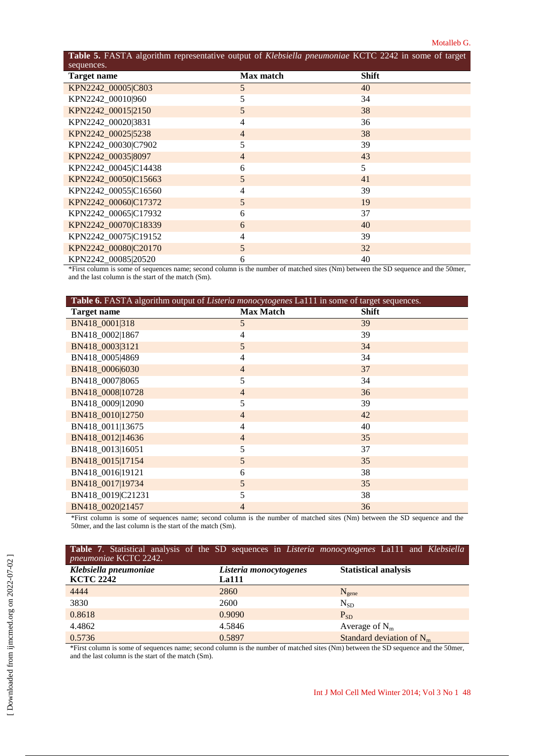**Table 5.** FASTA algorithm representative output of *Klebsiella pneumoniae* KCTC 2242 in some of target sequences.

| Target name | Max match | Shift |
|---|---|---|
| KPN2242_00005\|C803 | 5 | 40 |
| KPN2242_00010\|960 | 5 | 34 |
| KPN2242_00015\|2150 | 5 | 38 |
| KPN2242_00020\|3831 | 4 | 36 |
| KPN2242_00025\|5238 | 4 | 38 |
| KPN2242_00030\|C7902 | 5 | 39 |
| KPN2242_00035\|8097 | 4 | 43 |
| KPN2242_00045\|C14438 | 6 | 5 |
| KPN2242_00050\|C15663 | 5 | 41 |
| KPN2242_00055\|C16560 | 4 | 39 |
| KPN2242_00060\|C17372 | 5 | 19 |
| KPN2242_00065\|C17932 | 6 | 37 |
| KPN2242_00070\|C18339 | 6 | 40 |
| KPN2242_00075\|C19152 | 4 | 39 |
| KPN2242_00080\|C20170 | 5 | 32 |
| KPN2242_00085\|20520 | 6 | 40 |

*First column is some of sequences name; second column is the number of matched sites (Nm) between the SD sequence and the 50mer, and the last column is the start of the match (Sm).

**Table 6.** FASTA algorithm output of *Listeria monocytogenes* La111 in some of target sequences.

| Target name | Max Match | Shift |
|---|---|---|
| BN418_0001\|318 | 5 | 39 |
| BN418_0002\|1867 | 4 | 39 |
| BN418_0003\|3121 | 5 | 34 |
| BN418_0005\|4869 | 4 | 34 |
| BN418_0006\|6030 | 4 | 37 |
| BN418_0007\|8065 | 5 | 34 |
| BN418_0008\|10728 | 4 | 36 |
| BN418_0009\|12090 | 5 | 39 |
| BN418_0010\|12750 | 4 | 42 |
| BN418_0011\|13675 | 4 | 40 |
| BN418_0012\|14636 | 4 | 35 |
| BN418_0013\|16051 | 5 | 37 |
| BN418_0015\|17154 | 5 | 35 |
| BN418_0016\|19121 | 6 | 38 |
| BN418_0017\|19734 | 5 | 35 |
| BN418_0019\|C21231 | 5 | 38 |
| BN418_0020\|21457 | 4 | 36 |

*First column is some of sequences name; second column is the number of matched sites (Nm) between the SD sequence and the 50mer, and the last column is the start of the match (Sm).

**Table 7**. Statistical analysis of the SD sequences in *Listeria monocytogenes* La111 and *Klebsiella pneumoniae* KCTC 2242.

| ***Klebsiella pneumoniae* KCTC 2242** | ***Listeria monocytogenes* La111** | **Statistical analysis** |
|---|---|---|
| 4444 | 2860 | $N_{gene}$ |
| 3830 | 2600 | $N_{SD}$ |
| 0.8618 | 0.9090 | $P_{SD}$ |
| 4.4862 | 4.5846 | Average of $N_m$ |
| 0.5736 | 0.5897 | Standard deviation of $N_m$ |

*First column is some of sequences name; second column is the number of matched sites (Nm) between the SD sequence and the 50mer, and the last column is the start of the match (Sm).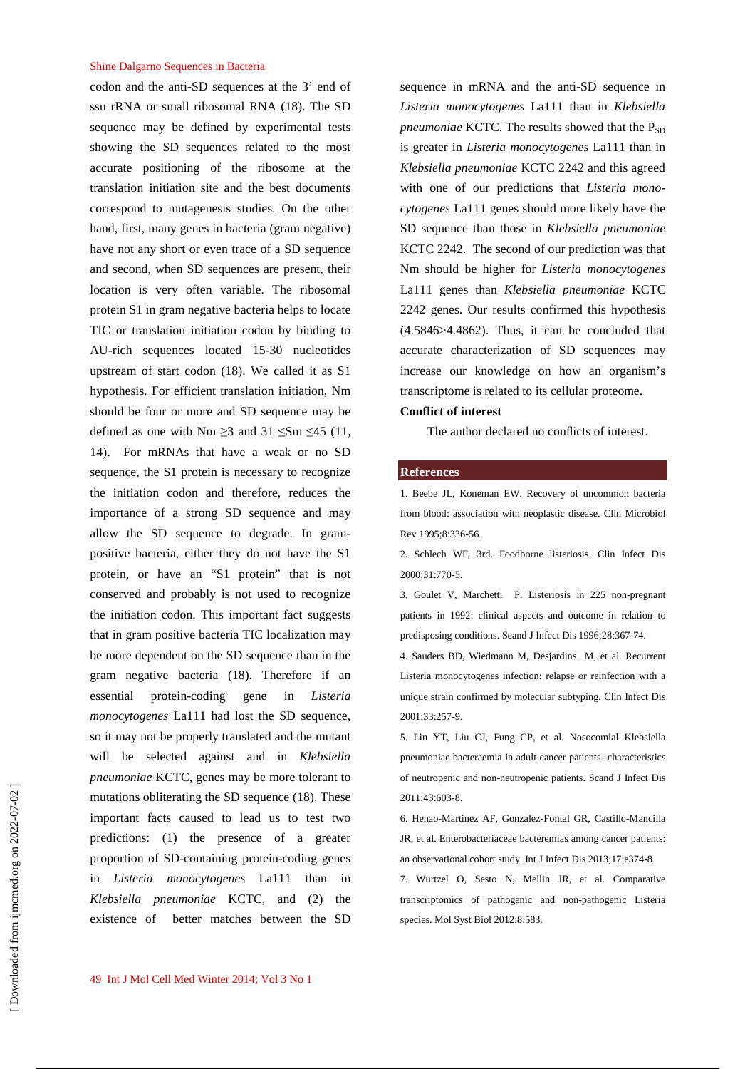codon and the anti-SD sequences at the 3' end of ssu rRNA or small ribosomal RNA (18). The SD sequence may be defined by experimental tests showing the SD sequences related to the most accurate positioning of the ribosome at the translation initiation site and the best documents correspond to mutagenesis studies. On the other hand, first, many genes in bacteria (gram negative) have not any short or even trace of a SD sequence and second, when SD sequences are present, their location is very often variable. The ribosomal protein S1 in gram negative bacteria helps to locate TIC or translation initiation codon by binding to AU-rich sequences located 15-30 nucleotides upstream of start codon (18). We called it as S1 hypothesis. For efficient translation initiation, Nm should be four or more and SD sequence may be defined as one with Nm $\geq 3$ and $31 \leq$Sm $\leq 45$ (11, 14). For mRNAs that have a weak or no SD sequence, the S1 protein is necessary to recognize the initiation codon and therefore, reduces the importance of a strong SD sequence and may allow the SD sequence to degrade. In gram-positive bacteria, either they do not have the S1 protein, or have an "S1 protein" that is not conserved and probably is not used to recognize the initiation codon. This important fact suggests that in gram positive bacteria TIC localization may be more dependent on the SD sequence than in the gram negative bacteria (18). Therefore if an essential protein-coding gene in *Listeria monocytogenes* La111 had lost the SD sequence, so it may not be properly translated and the mutant will be selected against and in *Klebsiella pneumoniae* KCTC, genes may be more tolerant to mutations obliterating the SD sequence (18). These important facts caused to lead us to test two predictions: (1) the presence of a greater proportion of SD-containing protein-coding genes in *Listeria monocytogenes* La111 than in *Klebsiella pneumoniae* KCTC, and (2) the existence of better matches between the SD sequence in mRNA and the anti-SD sequence in *Listeria monocytogenes* La111 than in *Klebsiella pneumoniae* KCTC. The results showed that the $P_{SD}$ is greater in *Listeria monocytogenes* La111 than in *Klebsiella pneumoniae* KCTC 2242 and this agreed with one of our predictions that *Listeria monocytogenes* La111 genes should more likely have the SD sequence than those in *Klebsiella pneumoniae* KCTC 2242. The second of our prediction was that Nm should be higher for *Listeria monocytogenes* La111 genes than *Klebsiella pneumoniae* KCTC 2242 genes. Our results confirmed this hypothesis (4.5846>4.4862). Thus, it can be concluded that accurate characterization of SD sequences may increase our knowledge on how an organism's transcriptome is related to its cellular proteome.

**Conflict of interest**

The author declared no conflicts of interest.

## References

1. Beebe JL, Koneman EW. Recovery of uncommon bacteria from blood: association with neoplastic disease. Clin Microbiol Rev 1995;8:336-56.
2. Schlech WF, 3rd. Foodborne listeriosis. Clin Infect Dis 2000;31:770-5.
3. Goulet V, Marchetti P. Listeriosis in 225 non-pregnant patients in 1992: clinical aspects and outcome in relation to predisposing conditions. Scand J Infect Dis 1996;28:367-74.
4. Sauders BD, Wiedmann M, Desjardins M, et al. Recurrent Listeria monocytogenes infection: relapse or reinfection with a unique strain confirmed by molecular subtyping. Clin Infect Dis 2001;33:257-9.
5. Lin YT, Liu CJ, Fung CP, et al. Nosocomial Klebsiella pneumoniae bacteraemia in adult cancer patients--characteristics of neutropenic and non-neutropenic patients. Scand J Infect Dis 2011;43:603-8.
6. Henao-Martinez AF, Gonzalez-Fontal GR, Castillo-Mancilla JR, et al. Enterobacteriaceae bacteremias among cancer patients: an observational cohort study. Int J Infect Dis 2013;17:e374-8.
7. Wurtzel O, Sesto N, Mellin JR, et al. Comparative transcriptomics of pathogenic and non-pathogenic Listeria species. Mol Syst Biol 2012;8:583.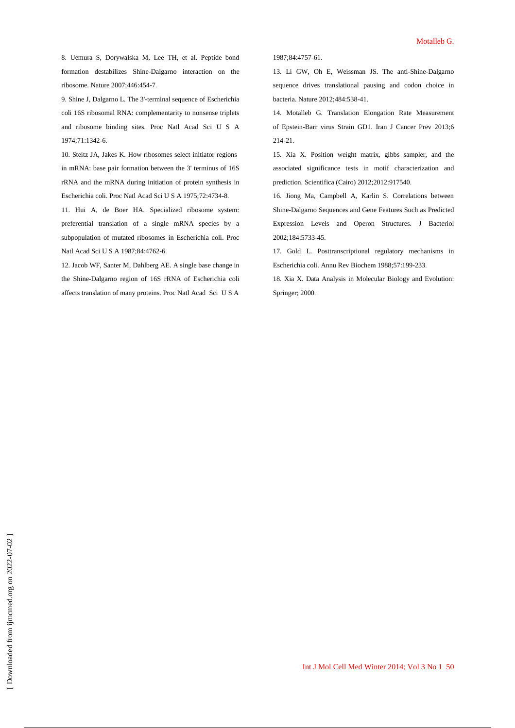8. Uemura S, Dorywalska M, Lee TH, et al. Peptide bond formation destabilizes Shine-Dalgarno interaction on the ribosome. Nature 2007;446:454-7.

9. Shine J, Dalgarno L. The 3'-terminal sequence of Escherichia coli 16S ribosomal RNA: complementarity to nonsense triplets and ribosome binding sites. Proc Natl Acad Sci U S A 1974;71:1342-6.

10. Steitz JA, Jakes K. How ribosomes select initiator regions in mRNA: base pair formation between the 3' terminus of 16S rRNA and the mRNA during initiation of protein synthesis in Escherichia coli. Proc Natl Acad Sci U S A 1975;72:4734-8.

11. Hui A, de Boer HA. Specialized ribosome system: preferential translation of a single mRNA species by a subpopulation of mutated ribosomes in Escherichia coli. Proc Natl Acad Sci U S A 1987;84:4762-6.

12. Jacob WF, Santer M, Dahlberg AE. A single base change in the Shine-Dalgarno region of 16S rRNA of Escherichia coli affects translation of many proteins. Proc Natl Acad Sci U S A 1987;84:4757-61.

13. Li GW, Oh E, Weissman JS. The anti-Shine-Dalgarno sequence drives translational pausing and codon choice in bacteria. Nature 2012;484:538-41.

14. Motalleb G. Translation Elongation Rate Measurement of Epstein-Barr virus Strain GD1. Iran J Cancer Prev 2013;6 214-21.

15. Xia X. Position weight matrix, gibbs sampler, and the associated significance tests in motif characterization and prediction. Scientifica (Cairo) 2012;2012:917540.

16. Jiong Ma, Campbell A, Karlin S. Correlations between Shine-Dalgarno Sequences and Gene Features Such as Predicted Expression Levels and Operon Structures. J Bacteriol 2002;184:5733-45.

17. Gold L. Posttranscriptional regulatory mechanisms in Escherichia coli. Annu Rev Biochem 1988;57:199-233.

18. Xia X. Data Analysis in Molecular Biology and Evolution: Springer; 2000.